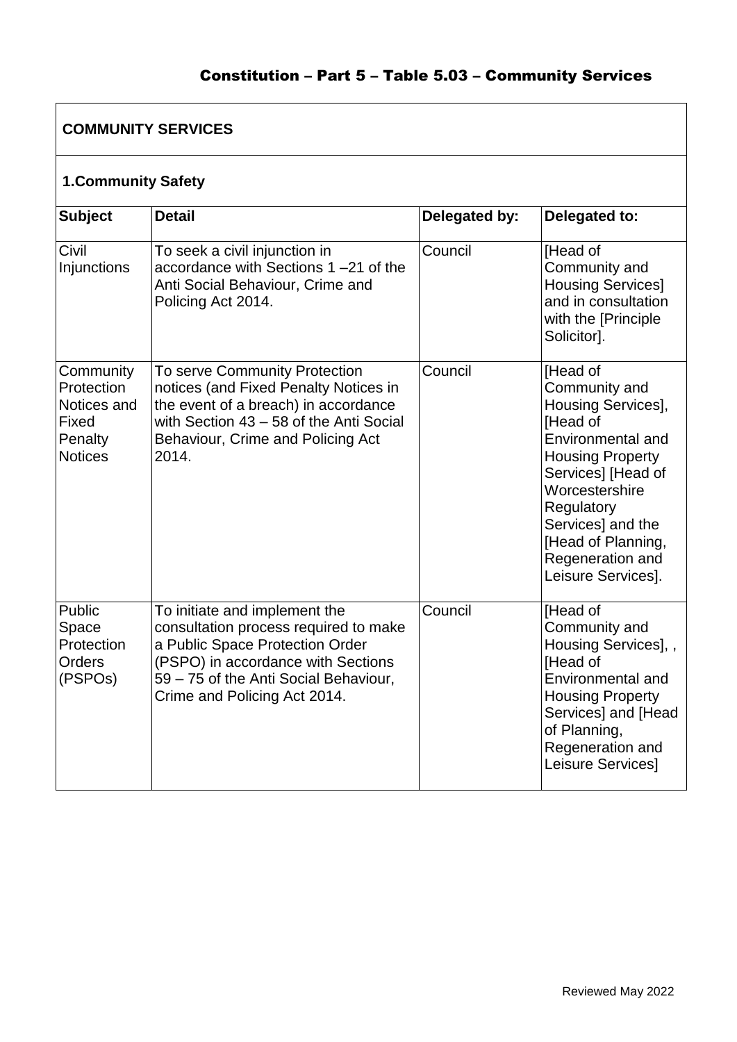# Constitution – Part 5 – Table 5.03 – Community Services

## COMMUNITY SERVICES

### 1.Community Safety

| Subject | Detail | Delegated by: | Delegated to: |
|---|---|---|---|
| Civil Injunctions | To seek a civil injunction in accordance with Sections 1 –21 of the Anti Social Behaviour, Crime and Policing Act 2014. | Council | [Head of Community and Housing Services] and in consultation with the [Principle Solicitor]. |
| Community Protection Notices and Fixed Penalty Notices | To serve Community Protection notices (and Fixed Penalty Notices in the event of a breach) in accordance with Section 43 – 58 of the Anti Social Behaviour, Crime and Policing Act 2014. | Council | [Head of Community and Housing Services], [Head of Environmental and Housing Property Services] [Head of Worcestershire Regulatory Services] and the [Head of Planning, Regeneration and Leisure Services]. |
| Public Space Protection Orders (PSPOs) | To initiate and implement the consultation process required to make a Public Space Protection Order (PSPO) in accordance with Sections 59 – 75 of the Anti Social Behaviour, Crime and Policing Act 2014. | Council | [Head of Community and Housing Services], , [Head of Environmental and Housing Property Services] and [Head of Planning, Regeneration and Leisure Services] |

Reviewed May 2022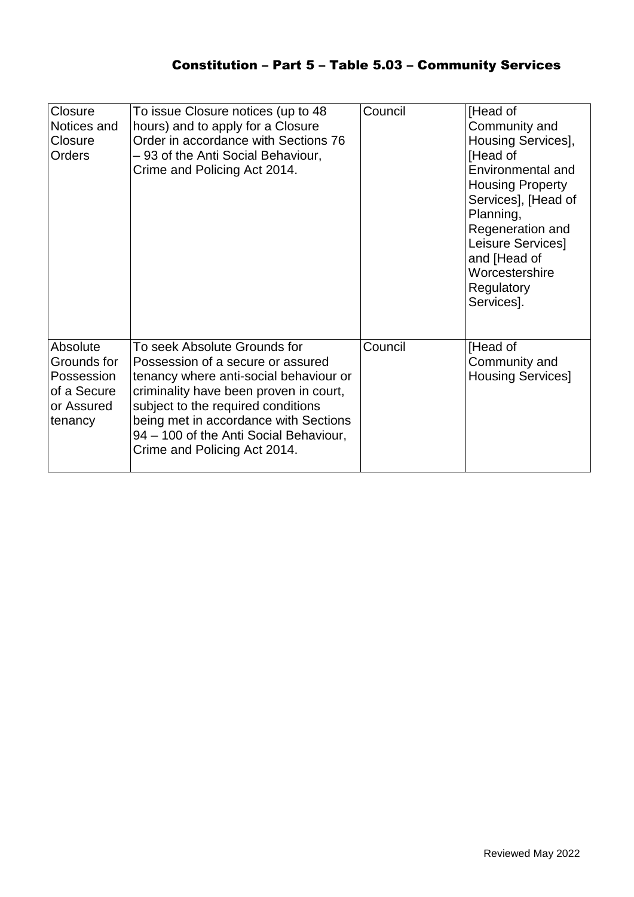| | | | |
|---|---|---|---|
| Closure Notices and Closure Orders | To issue Closure notices (up to 48 hours) and to apply for a Closure Order in accordance with Sections 76 – 93 of the Anti Social Behaviour, Crime and Policing Act 2014. | Council | [Head of Community and Housing Services], [Head of Environmental and Housing Property Services], [Head of Planning, Regeneration and Leisure Services] and [Head of Worcestershire Regulatory Services]. |
| Absolute Grounds for Possession of a Secure or Assured tenancy | To seek Absolute Grounds for Possession of a secure or assured tenancy where anti-social behaviour or criminality have been proven in court, subject to the required conditions being met in accordance with Sections 94 – 100 of the Anti Social Behaviour, Crime and Policing Act 2014. | Council | [Head of Community and Housing Services] |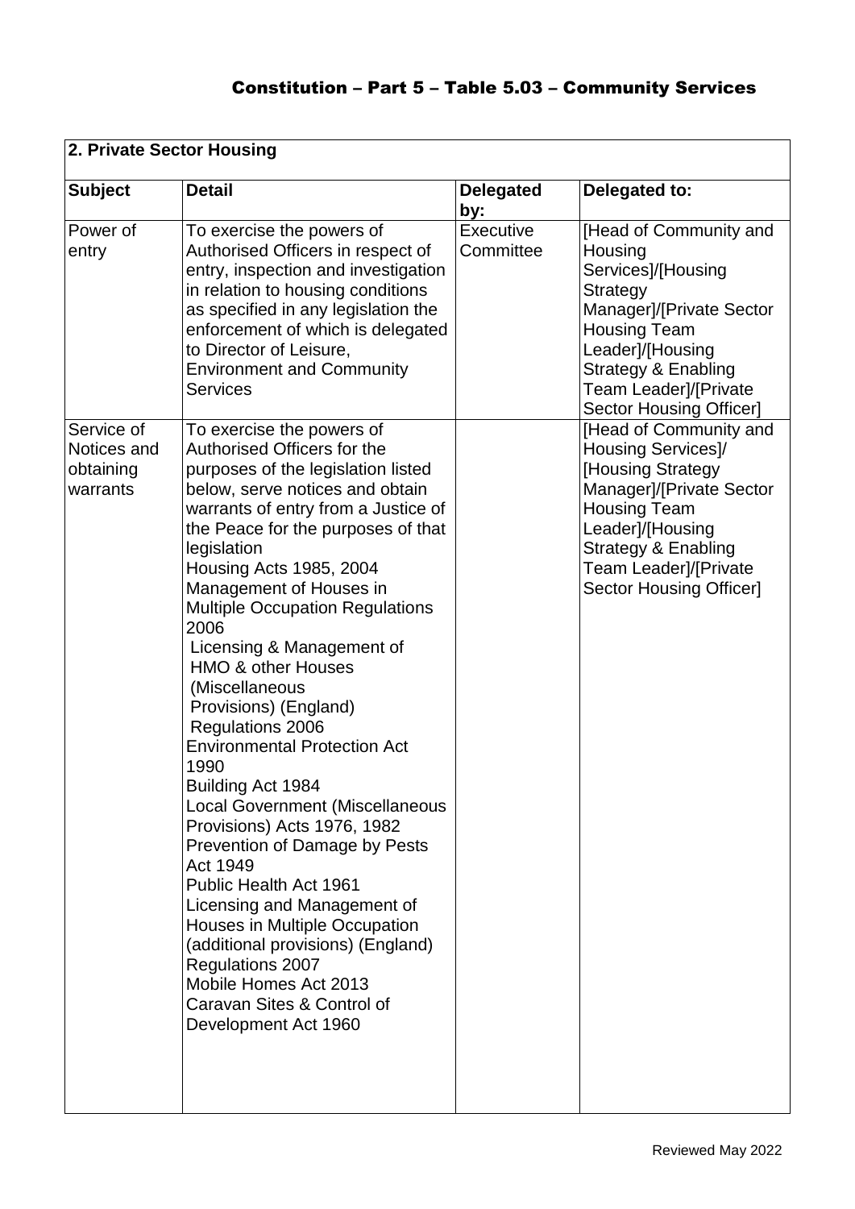# Constitution – Part 5 – Table 5.03 – Community Services

| 2. Private Sector Housing | | | |
|---|---|---|---|
| **Subject** | **Detail** | **Delegated by:** | **Delegated to:** |
| Power of entry | To exercise the powers of Authorised Officers in respect of entry, inspection and investigation in relation to housing conditions as specified in any legislation the enforcement of which is delegated to Director of Leisure, Environment and Community Services | Executive Committee | [Head of Community and Housing Services]/[Housing Strategy Manager]/[Private Sector Housing Team Leader]/[Housing Strategy & Enabling Team Leader]/[Private Sector Housing Officer] |
| Service of Notices and obtaining warrants | To exercise the powers of Authorised Officers for the purposes of the legislation listed below, serve notices and obtain warrants of entry from a Justice of the Peace for the purposes of that legislation<br>Housing Acts 1985, 2004<br>Management of Houses in Multiple Occupation Regulations 2006<br>Licensing & Management of HMO & other Houses (Miscellaneous Provisions) (England) Regulations 2006<br>Environmental Protection Act 1990<br>Building Act 1984<br>Local Government (Miscellaneous Provisions) Acts 1976, 1982<br>Prevention of Damage by Pests Act 1949<br>Public Health Act 1961<br>Licensing and Management of Houses in Multiple Occupation (additional provisions) (England) Regulations 2007<br>Mobile Homes Act 2013<br>Caravan Sites & Control of Development Act 1960 | | [Head of Community and Housing Services]/[Housing Strategy Manager]/[Private Sector Housing Team Leader]/[Housing Strategy & Enabling Team Leader]/[Private Sector Housing Officer] |

Reviewed May 2022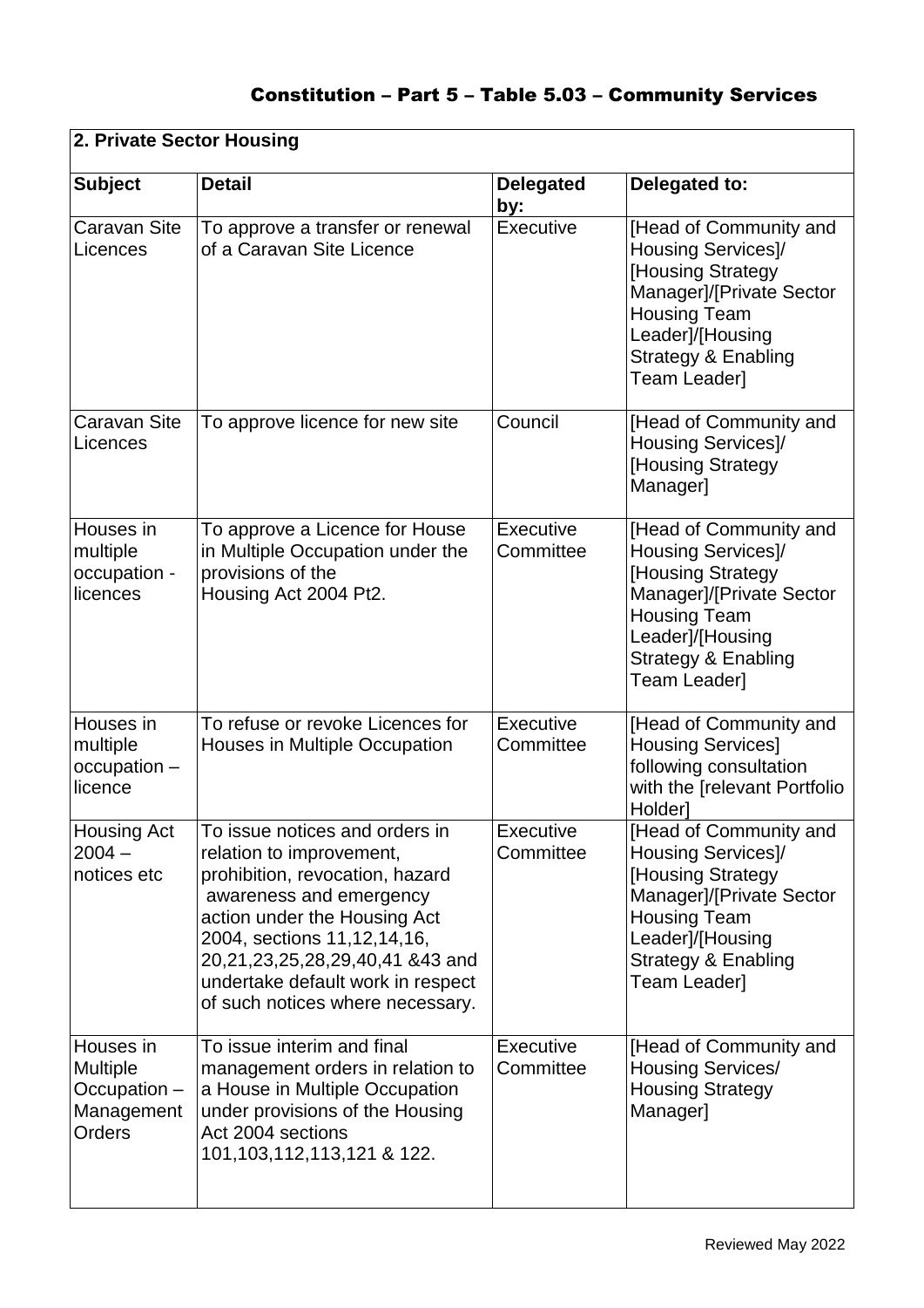# Constitution – Part 5 – Table 5.03 – Community Services

| 2. Private Sector Housing | | | |
|---|---|---|---|
| **Subject** | **Detail** | **Delegated by:** | **Delegated to:** |
| Caravan Site Licences | To approve a transfer or renewal of a Caravan Site Licence | Executive | [Head of Community and Housing Services]/ [Housing Strategy Manager]/[Private Sector Housing Team Leader]/[Housing Strategy & Enabling Team Leader] |
| Caravan Site Licences | To approve licence for new site | Council | [Head of Community and Housing Services]/ [Housing Strategy Manager] |
| Houses in multiple occupation - licences | To approve a Licence for House in Multiple Occupation under the provisions of the Housing Act 2004 Pt2. | Executive Committee | [Head of Community and Housing Services]/ [Housing Strategy Manager]/[Private Sector Housing Team Leader]/[Housing Strategy & Enabling Team Leader] |
| Houses in multiple occupation – licence | To refuse or revoke Licences for Houses in Multiple Occupation | Executive Committee | [Head of Community and Housing Services] following consultation with the [relevant Portfolio Holder] |
| Housing Act 2004 – notices etc | To issue notices and orders in relation to improvement, prohibition, revocation, hazard awareness and emergency action under the Housing Act 2004, sections 11,12,14,16, 20,21,23,25,28,29,40,41 &43 and undertake default work in respect of such notices where necessary. | Executive Committee | [Head of Community and Housing Services]/ [Housing Strategy Manager]/[Private Sector Housing Team Leader]/[Housing Strategy & Enabling Team Leader] |
| Houses in Multiple Occupation – Management Orders | To issue interim and final management orders in relation to a House in Multiple Occupation under provisions of the Housing Act 2004 sections 101,103,112,113,121 & 122. | Executive Committee | [Head of Community and Housing Services/ Housing Strategy Manager] |

Reviewed May 2022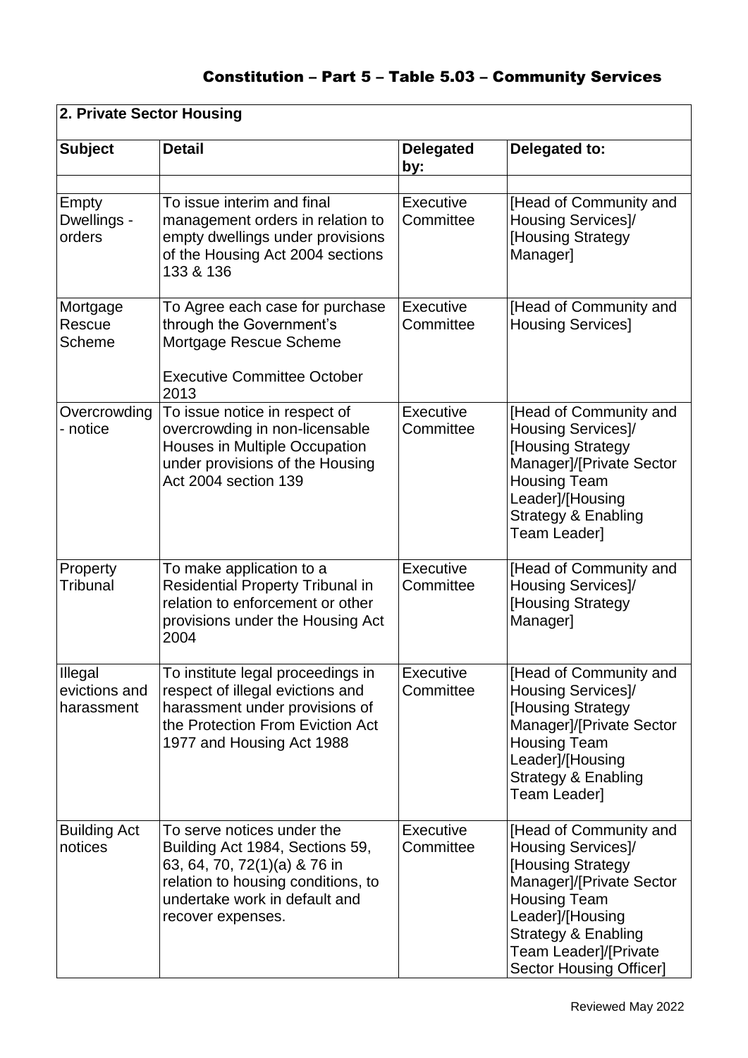## Constitution – Part 5 – Table 5.03 – Community Services

| 2. Private Sector Housing | | | |
|---|---|---|---|
| **Subject** | **Detail** | **Delegated by:** | **Delegated to:** |
| | | | |
| Empty Dwellings - orders | To issue interim and final management orders in relation to empty dwellings under provisions of the Housing Act 2004 sections 133 & 136 | Executive Committee | [Head of Community and Housing Services]/ [Housing Strategy Manager] |
| Mortgage Rescue Scheme | To Agree each case for purchase through the Government's Mortgage Rescue Scheme<br><br>Executive Committee October 2013 | Executive Committee | [Head of Community and Housing Services] |
| Overcrowding - notice | To issue notice in respect of overcrowding in non-licensable Houses in Multiple Occupation under provisions of the Housing Act 2004 section 139 | Executive Committee | [Head of Community and Housing Services]/ [Housing Strategy Manager]/[Private Sector Housing Team Leader]/[Housing Strategy & Enabling Team Leader] |
| Property Tribunal | To make application to a Residential Property Tribunal in relation to enforcement or other provisions under the Housing Act 2004 | Executive Committee | [Head of Community and Housing Services]/ [Housing Strategy Manager] |
| Illegal evictions and harassment | To institute legal proceedings in respect of illegal evictions and harassment under provisions of the Protection From Eviction Act 1977 and Housing Act 1988 | Executive Committee | [Head of Community and Housing Services]/ [Housing Strategy Manager]/[Private Sector Housing Team Leader]/[Housing Strategy & Enabling Team Leader] |
| Building Act notices | To serve notices under the Building Act 1984, Sections 59, 63, 64, 70, 72(1)(a) & 76 in relation to housing conditions, to undertake work in default and recover expenses. | Executive Committee | [Head of Community and Housing Services]/ [Housing Strategy Manager]/[Private Sector Housing Team Leader]/[Housing Strategy & Enabling Team Leader]/[Private Sector Housing Officer] |

Reviewed May 2022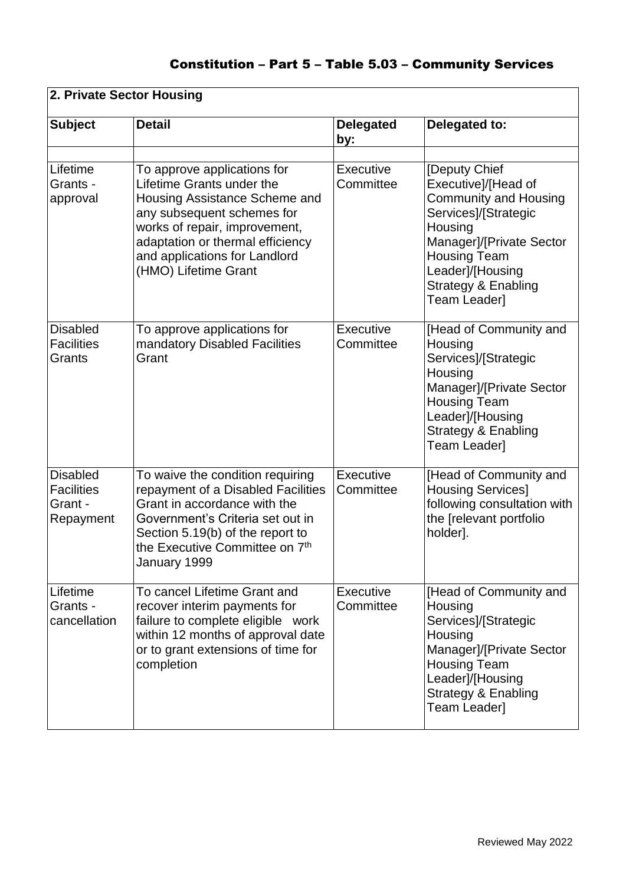# Constitution – Part 5 – Table 5.03 – Community Services

**2. Private Sector Housing**

| Subject | Detail | Delegated by: | Delegated to: |
|---|---|---|---|
| | | | |
| Lifetime Grants - approval | To approve applications for Lifetime Grants under the Housing Assistance Scheme and any subsequent schemes for works of repair, improvement, adaptation or thermal efficiency and applications for Landlord (HMO) Lifetime Grant | Executive Committee | [Deputy Chief Executive]/[Head of Community and Housing Services]/[Strategic Housing Manager]/[Private Sector Housing Team Leader]/[Housing Strategy & Enabling Team Leader] |
| Disabled Facilities Grants | To approve applications for mandatory Disabled Facilities Grant | Executive Committee | [Head of Community and Housing Services]/[Strategic Housing Manager]/[Private Sector Housing Team Leader]/[Housing Strategy & Enabling Team Leader] |
| Disabled Facilities Grant - Repayment | To waive the condition requiring repayment of a Disabled Facilities Grant in accordance with the Government's Criteria set out in Section 5.19(b) of the report to the Executive Committee on 7th January 1999 | Executive Committee | [Head of Community and Housing Services] following consultation with the [relevant portfolio holder]. |
| Lifetime Grants - cancellation | To cancel Lifetime Grant and recover interim payments for failure to complete eligible work within 12 months of approval date or to grant extensions of time for completion | Executive Committee | [Head of Community and Housing Services]/[Strategic Housing Manager]/[Private Sector Housing Team Leader]/[Housing Strategy & Enabling Team Leader] |

Reviewed May 2022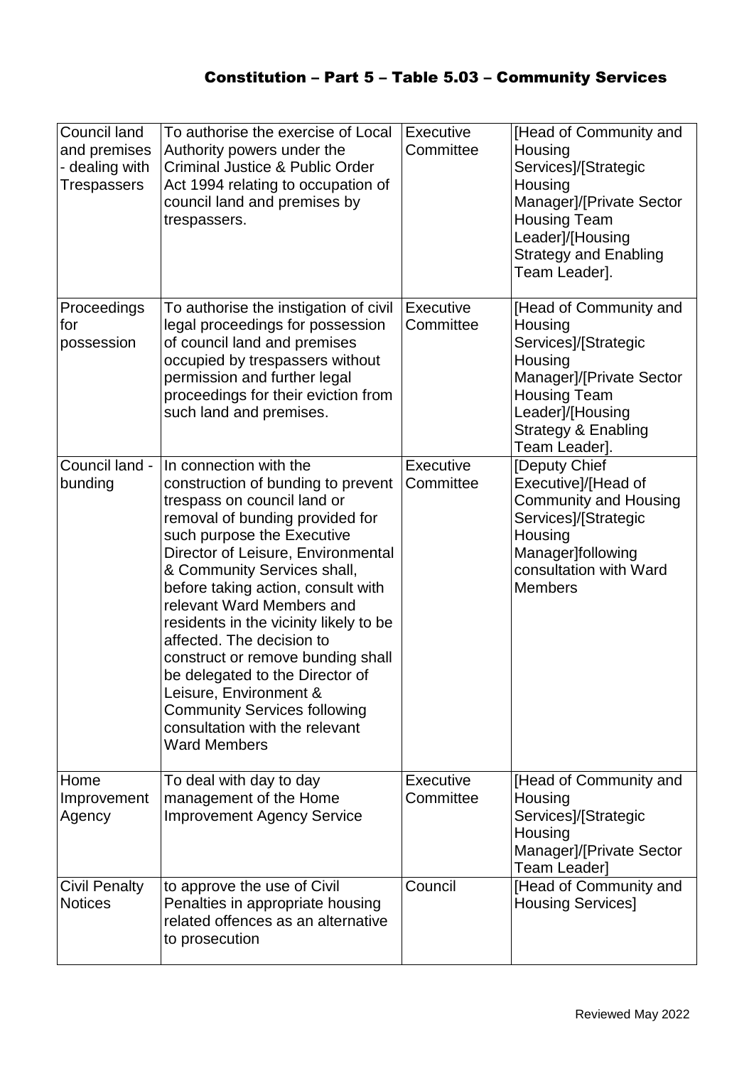## Constitution – Part 5 – Table 5.03 – Community Services

| | | | |
|---|---|---|---|
| Council land and premises - dealing with Trespassers | To authorise the exercise of Local Authority powers under the Criminal Justice & Public Order Act 1994 relating to occupation of council land and premises by trespassers. | Executive Committee | [Head of Community and Housing Services]/[Strategic Housing Manager]/[Private Sector Housing Team Leader]/[Housing Strategy and Enabling Team Leader]. |
| Proceedings for possession | To authorise the instigation of civil legal proceedings for possession of council land and premises occupied by trespassers without permission and further legal proceedings for their eviction from such land and premises. | Executive Committee | [Head of Community and Housing Services]/[Strategic Housing Manager]/[Private Sector Housing Team Leader]/[Housing Strategy & Enabling Team Leader]. |
| Council land - bunding | In connection with the construction of bunding to prevent trespass on council land or removal of bunding provided for such purpose the Executive Director of Leisure, Environmental & Community Services shall, before taking action, consult with relevant Ward Members and residents in the vicinity likely to be affected. The decision to construct or remove bunding shall be delegated to the Director of Leisure, Environment & Community Services following consultation with the relevant Ward Members | Executive Committee | [Deputy Chief Executive]/[Head of Community and Housing Services]/[Strategic Housing Manager]following consultation with Ward Members |
| Home Improvement Agency | To deal with day to day management of the Home Improvement Agency Service | Executive Committee | [Head of Community and Housing Services]/[Strategic Housing Manager]/[Private Sector Team Leader] |
| Civil Penalty Notices | to approve the use of Civil Penalties in appropriate housing related offences as an alternative to prosecution | Council | [Head of Community and Housing Services] |

Reviewed May 2022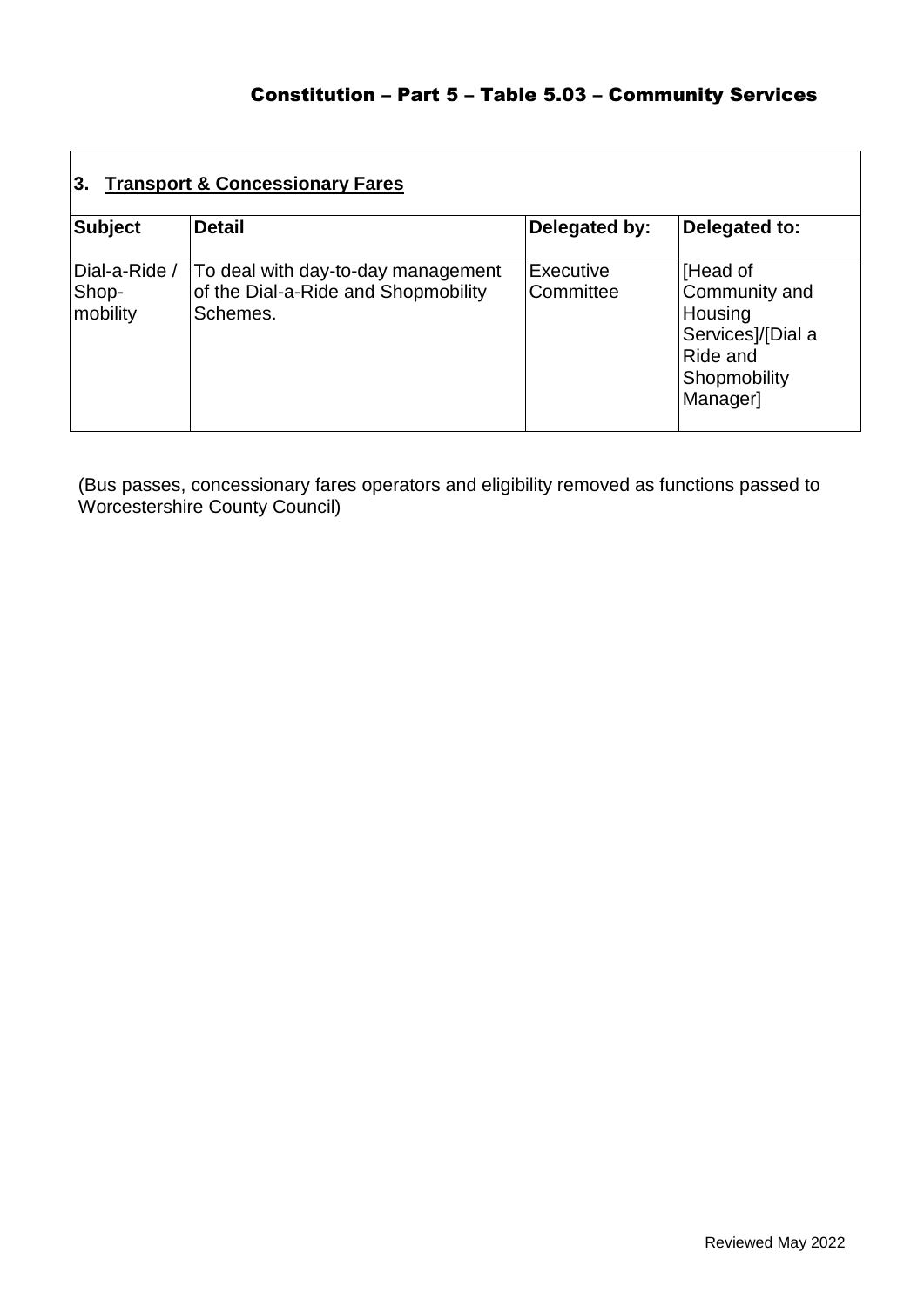**3. Transport & Concessionary Fares**

| Subject | Detail | Delegated by: | Delegated to: |
|---|---|---|---|
| Dial-a-Ride / Shop-mobility | To deal with day-to-day management of the Dial-a-Ride and Shopmobility Schemes. | Executive Committee | [Head of Community and Housing Services]/[Dial a Ride and Shopmobility Manager] |

(Bus passes, concessionary fares operators and eligibility removed as functions passed to Worcestershire County Council)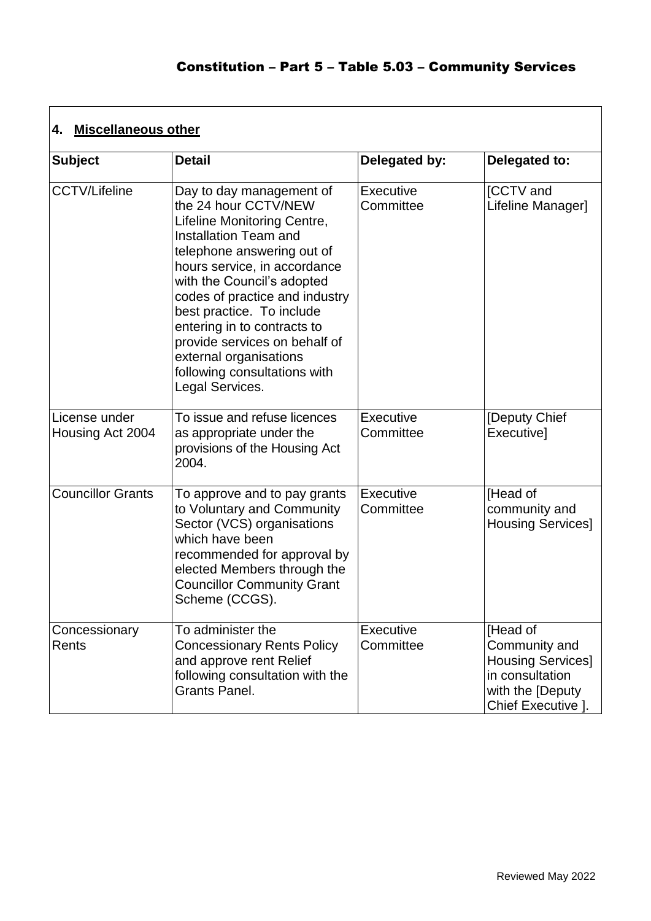## Constitution – Part 5 – Table 5.03 – Community Services

### 4. Miscellaneous other

| Subject | Detail | Delegated by: | Delegated to: |
|---|---|---|---|
| CCTV/Lifeline | Day to day management of the 24 hour CCTV/NEW Lifeline Monitoring Centre, Installation Team and telephone answering out of hours service, in accordance with the Council's adopted codes of practice and industry best practice. To include entering in to contracts to provide services on behalf of external organisations following consultations with Legal Services. | Executive Committee | [CCTV and Lifeline Manager] |
| License under Housing Act 2004 | To issue and refuse licences as appropriate under the provisions of the Housing Act 2004. | Executive Committee | [Deputy Chief Executive] |
| Councillor Grants | To approve and to pay grants to Voluntary and Community Sector (VCS) organisations which have been recommended for approval by elected Members through the Councillor Community Grant Scheme (CCGS). | Executive Committee | [Head of community and Housing Services] |
| Concessionary Rents | To administer the Concessionary Rents Policy and approve rent Relief following consultation with the Grants Panel. | Executive Committee | [Head of Community and Housing Services] in consultation with the [Deputy Chief Executive ]. |

Reviewed May 2022